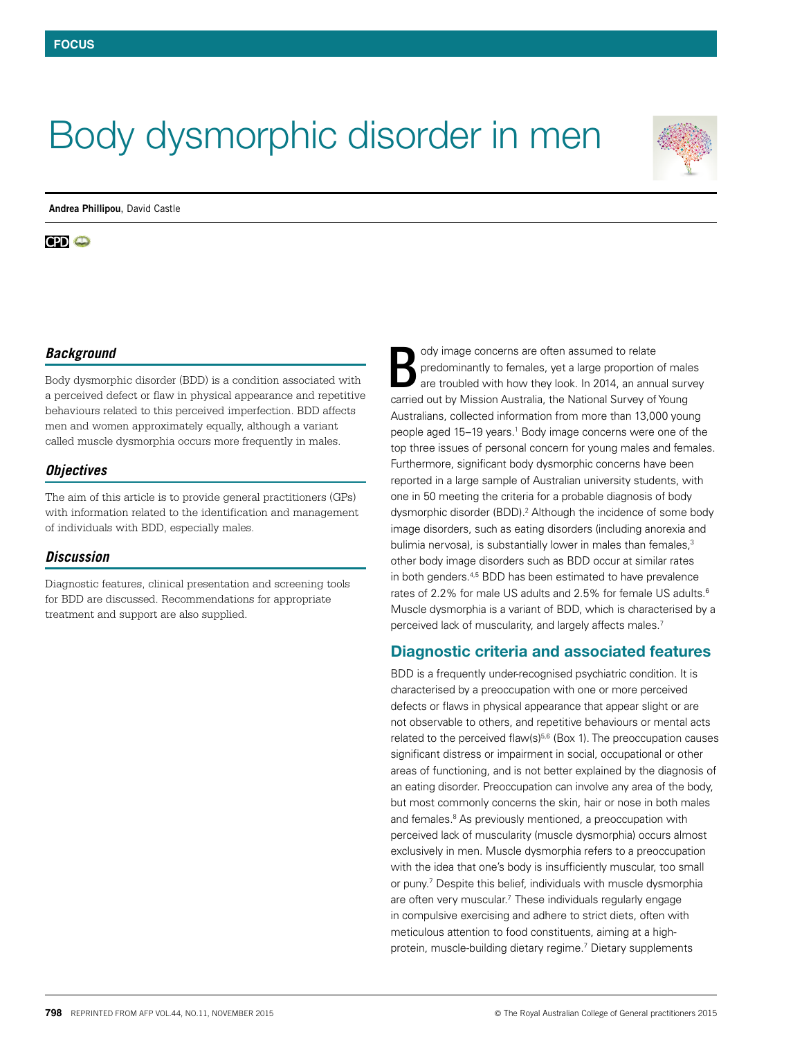FOCUS

# Body dysmorphic disorder in men

**Andrea Phillipou**, David Castle

CPD

### *Background*

Body dysmorphic disorder (BDD) is a condition associated with a perceived defect or flaw in physical appearance and repetitive behaviours related to this perceived imperfection. BDD affects men and women approximately equally, although a variant called muscle dysmorphia occurs more frequently in males.

### *Objectives*

The aim of this article is to provide general practitioners (GPs) with information related to the identification and management of individuals with BDD, especially males.

### *Discussion*

Diagnostic features, clinical presentation and screening tools for BDD are discussed. Recommendations for appropriate treatment and support are also supplied.

Body image concerns are often assumed to relate predominantly to females, yet a large proportion of males are troubled with how they look. In 2014, an annual survey carried out by Mission Australia, the National Survey of Young Australians, collected information from more than 13,000 young people aged 15–19 years.[1] Body image concerns were one of the top three issues of personal concern for young males and females. Furthermore, significant body dysmorphic concerns have been reported in a large sample of Australian university students, with one in 50 meeting the criteria for a probable diagnosis of body dysmorphic disorder (BDD).[2] Although the incidence of some body image disorders, such as eating disorders (including anorexia and bulimia nervosa), is substantially lower in males than females,[3] other body image disorders such as BDD occur at similar rates in both genders.[4,5] BDD has been estimated to have prevalence rates of 2.2% for male US adults and 2.5% for female US adults.[6] Muscle dysmorphia is a variant of BDD, which is characterised by a perceived lack of muscularity, and largely affects males.[7]

## Diagnostic criteria and associated features

BDD is a frequently under-recognised psychiatric condition. It is characterised by a preoccupation with one or more perceived defects or flaws in physical appearance that appear slight or are not observable to others, and repetitive behaviours or mental acts related to the perceived flaw(s)[5,6] (Box 1). The preoccupation causes significant distress or impairment in social, occupational or other areas of functioning, and is not better explained by the diagnosis of an eating disorder. Preoccupation can involve any area of the body, but most commonly concerns the skin, hair or nose in both males and females.[8] As previously mentioned, a preoccupation with perceived lack of muscularity (muscle dysmorphia) occurs almost exclusively in men. Muscle dysmorphia refers to a preoccupation with the idea that one's body is insufficiently muscular, too small or puny.[7] Despite this belief, individuals with muscle dysmorphia are often very muscular.[7] These individuals regularly engage in compulsive exercising and adhere to strict diets, often with meticulous attention to food constituents, aiming at a high-protein, muscle-building dietary regime.[7] Dietary supplements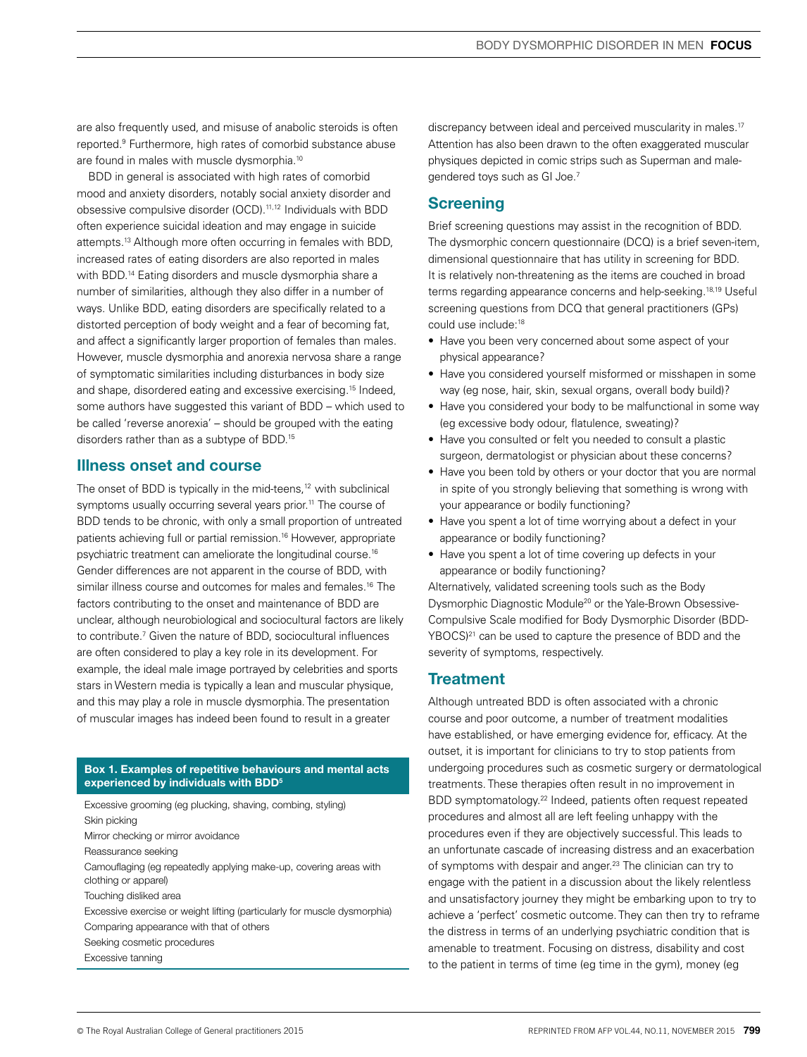are also frequently used, and misuse of anabolic steroids is often reported.[9] Furthermore, high rates of comorbid substance abuse are found in males with muscle dysmorphia.[10]

BDD in general is associated with high rates of comorbid mood and anxiety disorders, notably social anxiety disorder and obsessive compulsive disorder (OCD).[11,12] Individuals with BDD often experience suicidal ideation and may engage in suicide attempts.[13] Although more often occurring in females with BDD, increased rates of eating disorders are also reported in males with BDD.[14] Eating disorders and muscle dysmorphia share a number of similarities, although they also differ in a number of ways. Unlike BDD, eating disorders are specifically related to a distorted perception of body weight and a fear of becoming fat, and affect a significantly larger proportion of females than males. However, muscle dysmorphia and anorexia nervosa share a range of symptomatic similarities including disturbances in body size and shape, disordered eating and excessive exercising.[15] Indeed, some authors have suggested this variant of BDD – which used to be called 'reverse anorexia' – should be grouped with the eating disorders rather than as a subtype of BDD.[15]

## Illness onset and course

The onset of BDD is typically in the mid-teens,[12] with subclinical symptoms usually occurring several years prior.[11] The course of BDD tends to be chronic, with only a small proportion of untreated patients achieving full or partial remission.[16] However, appropriate psychiatric treatment can ameliorate the longitudinal course.[16] Gender differences are not apparent in the course of BDD, with similar illness course and outcomes for males and females.[16] The factors contributing to the onset and maintenance of BDD are unclear, although neurobiological and sociocultural factors are likely to contribute.[7] Given the nature of BDD, sociocultural influences are often considered to play a key role in its development. For example, the ideal male image portrayed by celebrities and sports stars in Western media is typically a lean and muscular physique, and this may play a role in muscle dysmorphia. The presentation of muscular images has indeed been found to result in a greater discrepancy between ideal and perceived muscularity in males.[17] Attention has also been drawn to the often exaggerated muscular physiques depicted in comic strips such as Superman and male-gendered toys such as GI Joe.[7]

**Box 1. Examples of repetitive behaviours and mental acts experienced by individuals with BDD[5]**

- Excessive grooming (eg plucking, shaving, combing, styling)
- Skin picking
- Mirror checking or mirror avoidance
- Reassurance seeking
- Camouflaging (eg repeatedly applying make-up, covering areas with clothing or apparel)
- Touching disliked area
- Excessive exercise or weight lifting (particularly for muscle dysmorphia)
- Comparing appearance with that of others
- Seeking cosmetic procedures
- Excessive tanning

## Screening

Brief screening questions may assist in the recognition of BDD. The dysmorphic concern questionnaire (DCQ) is a brief seven-item, dimensional questionnaire that has utility in screening for BDD. It is relatively non-threatening as the items are couched in broad terms regarding appearance concerns and help-seeking.[18,19] Useful screening questions from DCQ that general practitioners (GPs) could use include:[18]

- Have you been very concerned about some aspect of your physical appearance?
- Have you considered yourself misformed or misshapen in some way (eg nose, hair, skin, sexual organs, overall body build)?
- Have you considered your body to be malfunctional in some way (eg excessive body odour, flatulence, sweating)?
- Have you consulted or felt you needed to consult a plastic surgeon, dermatologist or physician about these concerns?
- Have you been told by others or your doctor that you are normal in spite of you strongly believing that something is wrong with your appearance or bodily functioning?
- Have you spent a lot of time worrying about a defect in your appearance or bodily functioning?
- Have you spent a lot of time covering up defects in your appearance or bodily functioning?

Alternatively, validated screening tools such as the Body Dysmorphic Diagnostic Module[20] or the Yale-Brown Obsessive-Compulsive Scale modified for Body Dysmorphic Disorder (BDD-YBOCS)[21] can be used to capture the presence of BDD and the severity of symptoms, respectively.

## Treatment

Although untreated BDD is often associated with a chronic course and poor outcome, a number of treatment modalities have established, or have emerging evidence for, efficacy. At the outset, it is important for clinicians to try to stop patients from undergoing procedures such as cosmetic surgery or dermatological treatments. These therapies often result in no improvement in BDD symptomatology.[22] Indeed, patients often request repeated procedures and almost all are left feeling unhappy with the procedures even if they are objectively successful. This leads to an unfortunate cascade of increasing distress and an exacerbation of symptoms with despair and anger.[23] The clinician can try to engage with the patient in a discussion about the likely relentless and unsatisfactory journey they might be embarking upon to try to achieve a 'perfect' cosmetic outcome. They can then try to reframe the distress in terms of an underlying psychiatric condition that is amenable to treatment. Focusing on distress, disability and cost to the patient in terms of time (eg time in the gym), money (eg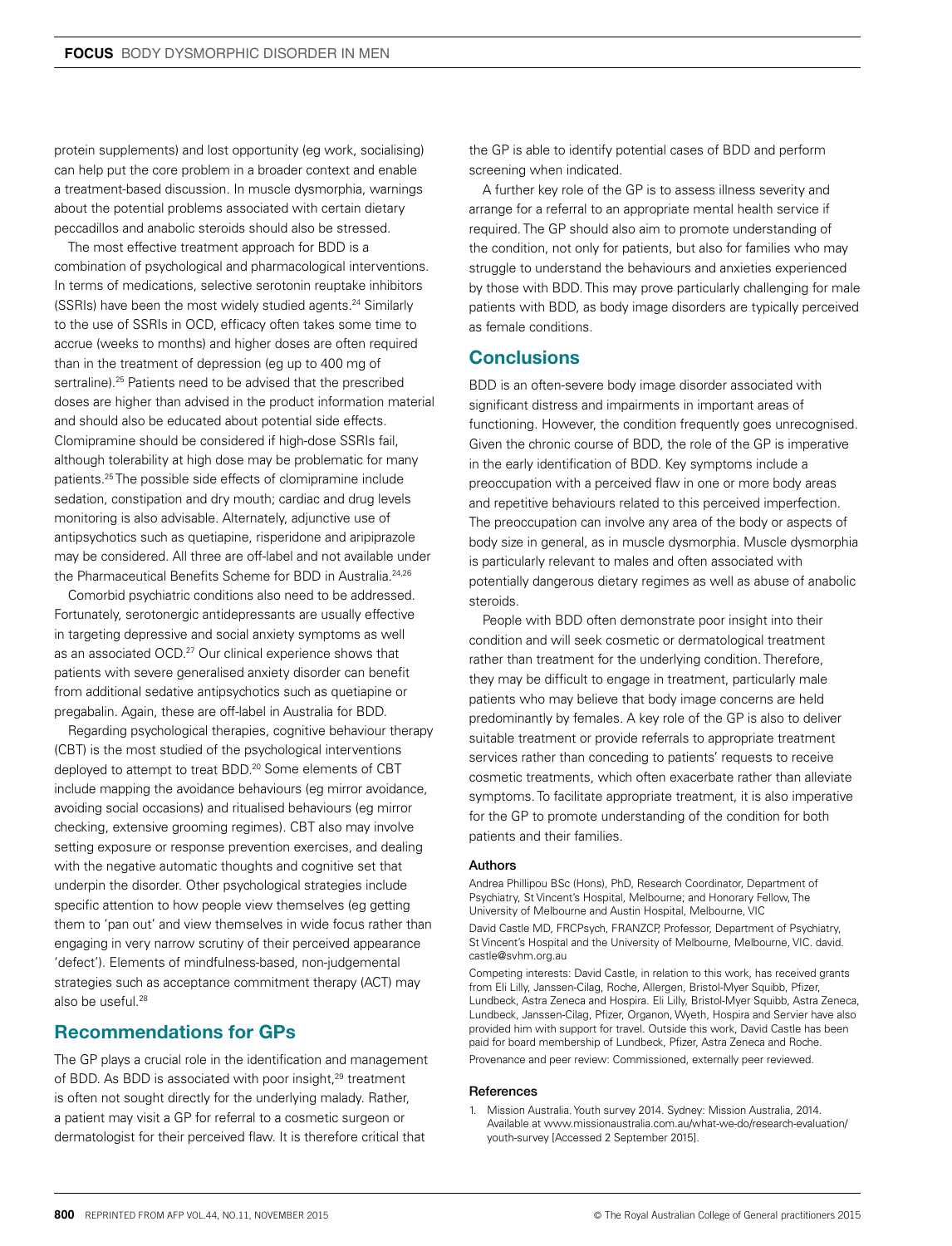protein supplements) and lost opportunity (eg work, socialising) can help put the core problem in a broader context and enable a treatment-based discussion. In muscle dysmorphia, warnings about the potential problems associated with certain dietary peccadillos and anabolic steroids should also be stressed.

The most effective treatment approach for BDD is a combination of psychological and pharmacological interventions. In terms of medications, selective serotonin reuptake inhibitors (SSRIs) have been the most widely studied agents.[24] Similarly to the use of SSRIs in OCD, efficacy often takes some time to accrue (weeks to months) and higher doses are often required than in the treatment of depression (eg up to 400 mg of sertraline).[25] Patients need to be advised that the prescribed doses are higher than advised in the product information material and should also be educated about potential side effects. Clomipramine should be considered if high-dose SSRIs fail, although tolerability at high dose may be problematic for many patients.[25] The possible side effects of clomipramine include sedation, constipation and dry mouth; cardiac and drug levels monitoring is also advisable. Alternately, adjunctive use of antipsychotics such as quetiapine, risperidone and aripiprazole may be considered. All three are off-label and not available under the Pharmaceutical Benefits Scheme for BDD in Australia.[24,26]

Comorbid psychiatric conditions also need to be addressed. Fortunately, serotonergic antidepressants are usually effective in targeting depressive and social anxiety symptoms as well as an associated OCD.[27] Our clinical experience shows that patients with severe generalised anxiety disorder can benefit from additional sedative antipsychotics such as quetiapine or pregabalin. Again, these are off-label in Australia for BDD.

Regarding psychological therapies, cognitive behaviour therapy (CBT) is the most studied of the psychological interventions deployed to attempt to treat BDD.[20] Some elements of CBT include mapping the avoidance behaviours (eg mirror avoidance, avoiding social occasions) and ritualised behaviours (eg mirror checking, extensive grooming regimes). CBT also may involve setting exposure or response prevention exercises, and dealing with the negative automatic thoughts and cognitive set that underpin the disorder. Other psychological strategies include specific attention to how people view themselves (eg getting them to 'pan out' and view themselves in wide focus rather than engaging in very narrow scrutiny of their perceived appearance 'defect'). Elements of mindfulness-based, non-judgemental strategies such as acceptance commitment therapy (ACT) may also be useful.[28]

## Recommendations for GPs

The GP plays a crucial role in the identification and management of BDD. As BDD is associated with poor insight,[29] treatment is often not sought directly for the underlying malady. Rather, a patient may visit a GP for referral to a cosmetic surgeon or dermatologist for their perceived flaw. It is therefore critical that the GP is able to identify potential cases of BDD and perform screening when indicated.

A further key role of the GP is to assess illness severity and arrange for a referral to an appropriate mental health service if required. The GP should also aim to promote understanding of the condition, not only for patients, but also for families who may struggle to understand the behaviours and anxieties experienced by those with BDD. This may prove particularly challenging for male patients with BDD, as body image disorders are typically perceived as female conditions.

## Conclusions

BDD is an often-severe body image disorder associated with significant distress and impairments in important areas of functioning. However, the condition frequently goes unrecognised. Given the chronic course of BDD, the role of the GP is imperative in the early identification of BDD. Key symptoms include a preoccupation with a perceived flaw in one or more body areas and repetitive behaviours related to this perceived imperfection. The preoccupation can involve any area of the body or aspects of body size in general, as in muscle dysmorphia. Muscle dysmorphia is particularly relevant to males and often associated with potentially dangerous dietary regimes as well as abuse of anabolic steroids.

People with BDD often demonstrate poor insight into their condition and will seek cosmetic or dermatological treatment rather than treatment for the underlying condition. Therefore, they may be difficult to engage in treatment, particularly male patients who may believe that body image concerns are held predominantly by females. A key role of the GP is also to deliver suitable treatment or provide referrals to appropriate treatment services rather than conceding to patients' requests to receive cosmetic treatments, which often exacerbate rather than alleviate symptoms. To facilitate appropriate treatment, it is also imperative for the GP to promote understanding of the condition for both patients and their families.

#### Authors

Andrea Phillipou BSc (Hons), PhD, Research Coordinator, Department of Psychiatry, St Vincent's Hospital, Melbourne; and Honorary Fellow, The University of Melbourne and Austin Hospital, Melbourne, VIC

David Castle MD, FRCPsych, FRANZCP, Professor, Department of Psychiatry, St Vincent's Hospital and the University of Melbourne, Melbourne, VIC. david.castle@svhm.org.au

Competing interests: David Castle, in relation to this work, has received grants from Eli Lilly, Janssen-Cilag, Roche, Allergen, Bristol-Myer Squibb, Pfizer, Lundbeck, Astra Zeneca and Hospira. Eli Lilly, Bristol-Myer Squibb, Astra Zeneca, Lundbeck, Janssen-Cilag, Pfizer, Organon, Wyeth, Hospira and Servier have also provided him with support for travel. Outside this work, David Castle has been paid for board membership of Lundbeck, Pfizer, Astra Zeneca and Roche.

Provenance and peer review: Commissioned, externally peer reviewed.

#### References

1. Mission Australia. Youth survey 2014. Sydney: Mission Australia, 2014. Available at www.missionaustralia.com.au/what-we-do/research-evaluation/youth-survey [Accessed 2 September 2015].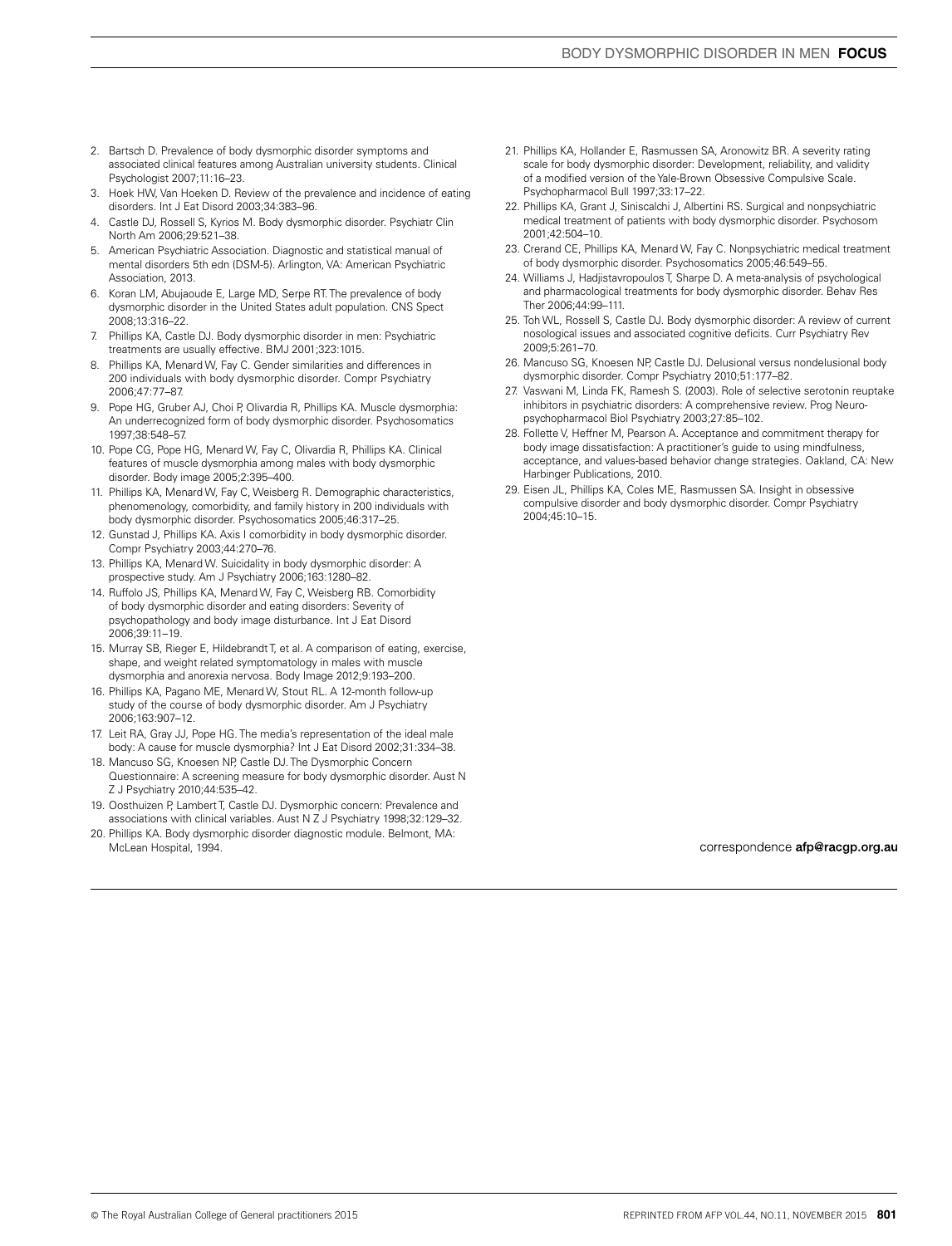2. Bartsch D. Prevalence of body dysmorphic disorder symptoms and associated clinical features among Australian university students. Clinical Psychologist 2007;11:16–23.
3. Hoek HW, Van Hoeken D. Review of the prevalence and incidence of eating disorders. Int J Eat Disord 2003;34:383–96.
4. Castle DJ, Rossell S, Kyrios M. Body dysmorphic disorder. Psychiatr Clin North Am 2006;29:521–38.
5. American Psychiatric Association. Diagnostic and statistical manual of mental disorders 5th edn (DSM-5). Arlington, VA: American Psychiatric Association, 2013.
6. Koran LM, Abujaoude E, Large MD, Serpe RT. The prevalence of body dysmorphic disorder in the United States adult population. CNS Spect 2008;13:316–22.
7. Phillips KA, Castle DJ. Body dysmorphic disorder in men: Psychiatric treatments are usually effective. BMJ 2001;323:1015.
8. Phillips KA, Menard W, Fay C. Gender similarities and differences in 200 individuals with body dysmorphic disorder. Compr Psychiatry 2006;47:77–87.
9. Pope HG, Gruber AJ, Choi P, Olivardia R, Phillips KA. Muscle dysmorphia: An underrecognized form of body dysmorphic disorder. Psychosomatics 1997;38:548–57.
10. Pope CG, Pope HG, Menard W, Fay C, Olivardia R, Phillips KA. Clinical features of muscle dysmorphia among males with body dysmorphic disorder. Body image 2005;2:395–400.
11. Phillips KA, Menard W, Fay C, Weisberg R. Demographic characteristics, phenomenology, comorbidity, and family history in 200 individuals with body dysmorphic disorder. Psychosomatics 2005;46:317–25.
12. Gunstad J, Phillips KA. Axis I comorbidity in body dysmorphic disorder. Compr Psychiatry 2003;44:270–76.
13. Phillips KA, Menard W. Suicidality in body dysmorphic disorder: A prospective study. Am J Psychiatry 2006;163:1280–82.
14. Ruffolo JS, Phillips KA, Menard W, Fay C, Weisberg RB. Comorbidity of body dysmorphic disorder and eating disorders: Severity of psychopathology and body image disturbance. Int J Eat Disord 2006;39:11–19.
15. Murray SB, Rieger E, Hildebrandt T, et al. A comparison of eating, exercise, shape, and weight related symptomatology in males with muscle dysmorphia and anorexia nervosa. Body Image 2012;9:193–200.
16. Phillips KA, Pagano ME, Menard W, Stout RL. A 12-month follow-up study of the course of body dysmorphic disorder. Am J Psychiatry 2006;163:907–12.
17. Leit RA, Gray JJ, Pope HG. The media's representation of the ideal male body: A cause for muscle dysmorphia? Int J Eat Disord 2002;31:334–38.
18. Mancuso SG, Knoesen NP, Castle DJ. The Dysmorphic Concern Questionnaire: A screening measure for body dysmorphic disorder. Aust N Z J Psychiatry 2010;44:535–42.
19. Oosthuizen P, Lambert T, Castle DJ. Dysmorphic concern: Prevalence and associations with clinical variables. Aust N Z J Psychiatry 1998;32:129–32.
20. Phillips KA. Body dysmorphic disorder diagnostic module. Belmont, MA: McLean Hospital, 1994.
21. Phillips KA, Hollander E, Rasmussen SA, Aronowitz BR. A severity rating scale for body dysmorphic disorder: Development, reliability, and validity of a modified version of the Yale-Brown Obsessive Compulsive Scale. Psychopharmacol Bull 1997;33:17–22.
22. Phillips KA, Grant J, Siniscalchi J, Albertini RS. Surgical and nonpsychiatric medical treatment of patients with body dysmorphic disorder. Psychosom 2001;42:504–10.
23. Crerand CE, Phillips KA, Menard W, Fay C. Nonpsychiatric medical treatment of body dysmorphic disorder. Psychosomatics 2005;46:549–55.
24. Williams J, Hadjistavropoulos T, Sharpe D. A meta-analysis of psychological and pharmacological treatments for body dysmorphic disorder. Behav Res Ther 2006;44:99–111.
25. Toh WL, Rossell S, Castle DJ. Body dysmorphic disorder: A review of current nosological issues and associated cognitive deficits. Curr Psychiatry Rev 2009;5:261–70.
26. Mancuso SG, Knoesen NP, Castle DJ. Delusional versus nondelusional body dysmorphic disorder. Compr Psychiatry 2010;51:177–82.
27. Vaswani M, Linda FK, Ramesh S. (2003). Role of selective serotonin reuptake inhibitors in psychiatric disorders: A comprehensive review. Prog Neuro-psychopharmacol Biol Psychiatry 2003;27:85–102.
28. Follette V, Heffner M, Pearson A. Acceptance and commitment therapy for body image dissatisfaction: A practitioner's guide to using mindfulness, acceptance, and values-based behavior change strategies. Oakland, CA: New Harbinger Publications, 2010.
29. Eisen JL, Phillips KA, Coles ME, Rasmussen SA. Insight in obsessive compulsive disorder and body dysmorphic disorder. Compr Psychiatry 2004;45:10–15.

correspondence **afp@racgp.org.au**